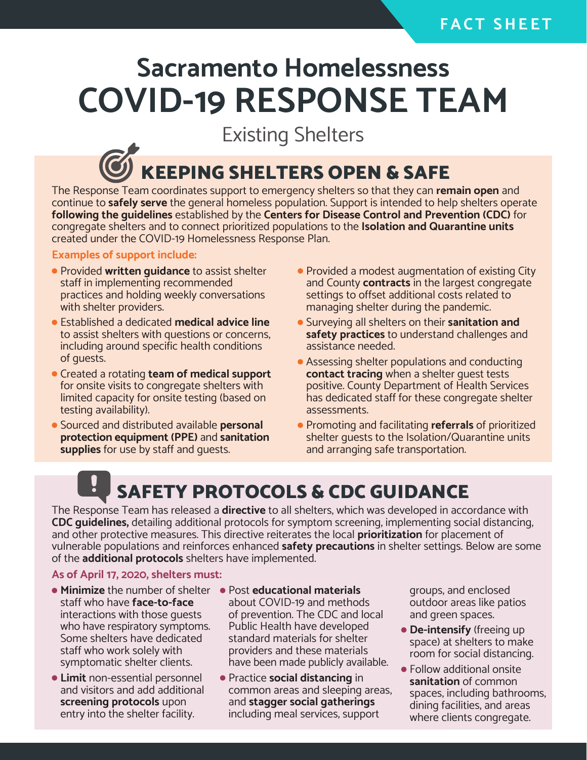FACT SHEET

# Sacramento Homelessness COVID-19 RESPONSE TEAM

Existing Shelters

## KEEPING SHELTERS OPEN & SAFE

The Response Team coordinates support to emergency shelters so that they can **remain open** and continue to **safely serve** the general homeless population. Support is intended to help shelters operate **following the guidelines** established by the **Centers for Disease Control and Prevention (CDC)** for congregate shelters and to connect prioritized populations to the **Isolation and Quarantine units** created under the COVID-19 Homelessness Response Plan.

**Examples of support include:**

- Provided **written guidance** to assist shelter staff in implementing recommended practices and holding weekly conversations with shelter providers.
- Established a dedicated **medical advice line** to assist shelters with questions or concerns, including around specific health conditions of guests.
- Created a rotating **team of medical support** for onsite visits to congregate shelters with limited capacity for onsite testing (based on testing availability).
- Sourced and distributed available **personal protection equipment (PPE)** and **sanitation supplies** for use by staff and guests.
- Provided a modest augmentation of existing City and County **contracts** in the largest congregate settings to offset additional costs related to managing shelter during the pandemic.
- Surveying all shelters on their **sanitation and safety practices** to understand challenges and assistance needed.
- Assessing shelter populations and conducting **contact tracing** when a shelter guest tests positive. County Department of Health Services has dedicated staff for these congregate shelter assessments.
- Promoting and facilitating **referrals** of prioritized shelter guests to the Isolation/Quarantine units and arranging safe transportation.

## SAFETY PROTOCOLS & CDC GUIDANCE

The Response Team has released a **directive** to all shelters, which was developed in accordance with **CDC guidelines,** detailing additional protocols for symptom screening, implementing social distancing, and other protective measures. This directive reiterates the local **prioritization** for placement of vulnerable populations and reinforces enhanced **safety precautions** in shelter settings. Below are some of the **additional protocols** shelters have implemented.

**As of April 17, 2020, shelters must:**

- **Minimize** the number of shelter staff who have **face-to-face** interactions with those guests who have respiratory symptoms. Some shelters have dedicated staff who work solely with symptomatic shelter clients.
- **Limit** non-essential personnel and visitors and add additional **screening protocols** upon entry into the shelter facility.
- Post **educational materials** about COVID-19 and methods of prevention. The CDC and local Public Health have developed standard materials for shelter providers and these materials have been made publicly available.
- Practice **social distancing** in common areas and sleeping areas, and **stagger social gatherings** including meal services, support groups, and enclosed outdoor areas like patios and green spaces.
- **De-intensify** (freeing up space) at shelters to make room for social distancing.
- Follow additional onsite **sanitation** of common spaces, including bathrooms, dining facilities, and areas where clients congregate.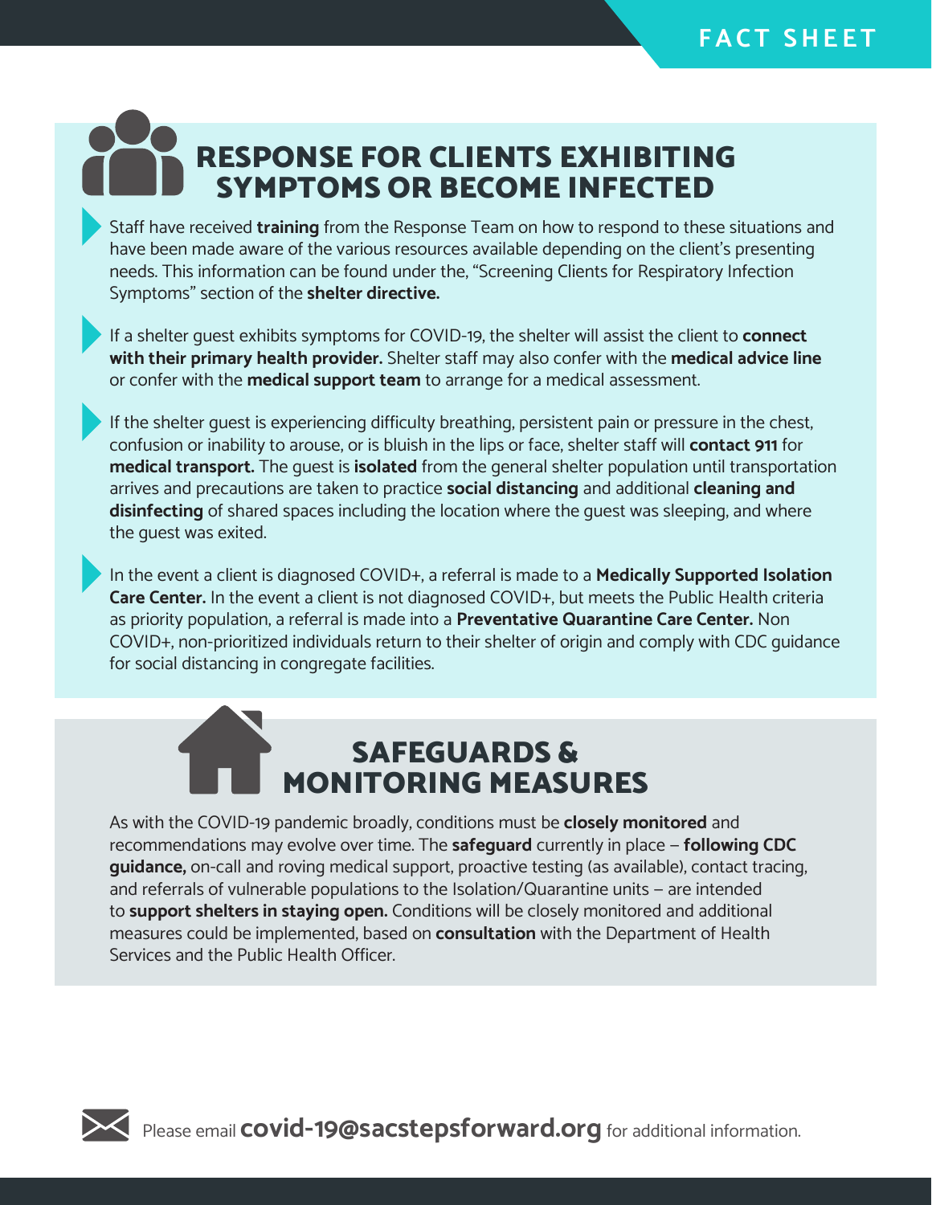FACT SHEET

## RESPONSE FOR CLIENTS EXHIBITING SYMPTOMS OR BECOME INFECTED

- Staff have received **training** from the Response Team on how to respond to these situations and have been made aware of the various resources available depending on the client's presenting needs. This information can be found under the, "Screening Clients for Respiratory Infection Symptoms" section of the **shelter directive.**

- If a shelter guest exhibits symptoms for COVID-19, the shelter will assist the client to **connect with their primary health provider.** Shelter staff may also confer with the **medical advice line** or confer with the **medical support team** to arrange for a medical assessment.

- If the shelter guest is experiencing difficulty breathing, persistent pain or pressure in the chest, confusion or inability to arouse, or is bluish in the lips or face, shelter staff will **contact 911** for **medical transport.** The guest is **isolated** from the general shelter population until transportation arrives and precautions are taken to practice **social distancing** and additional **cleaning and disinfecting** of shared spaces including the location where the guest was sleeping, and where the guest was exited.

- In the event a client is diagnosed COVID+, a referral is made to a **Medically Supported Isolation Care Center.** In the event a client is not diagnosed COVID+, but meets the Public Health criteria as priority population, a referral is made into a **Preventative Quarantine Care Center.** Non COVID+, non-prioritized individuals return to their shelter of origin and comply with CDC guidance for social distancing in congregate facilities.

## SAFEGUARDS & MONITORING MEASURES

As with the COVID-19 pandemic broadly, conditions must be **closely monitored** and recommendations may evolve over time. The **safeguard** currently in place – **following CDC guidance,** on-call and roving medical support, proactive testing (as available), contact tracing, and referrals of vulnerable populations to the Isolation/Quarantine units – are intended to **support shelters in staying open.** Conditions will be closely monitored and additional measures could be implemented, based on **consultation** with the Department of Health Services and the Public Health Officer.

Please email **covid-19@sacstepsforward.org** for additional information.